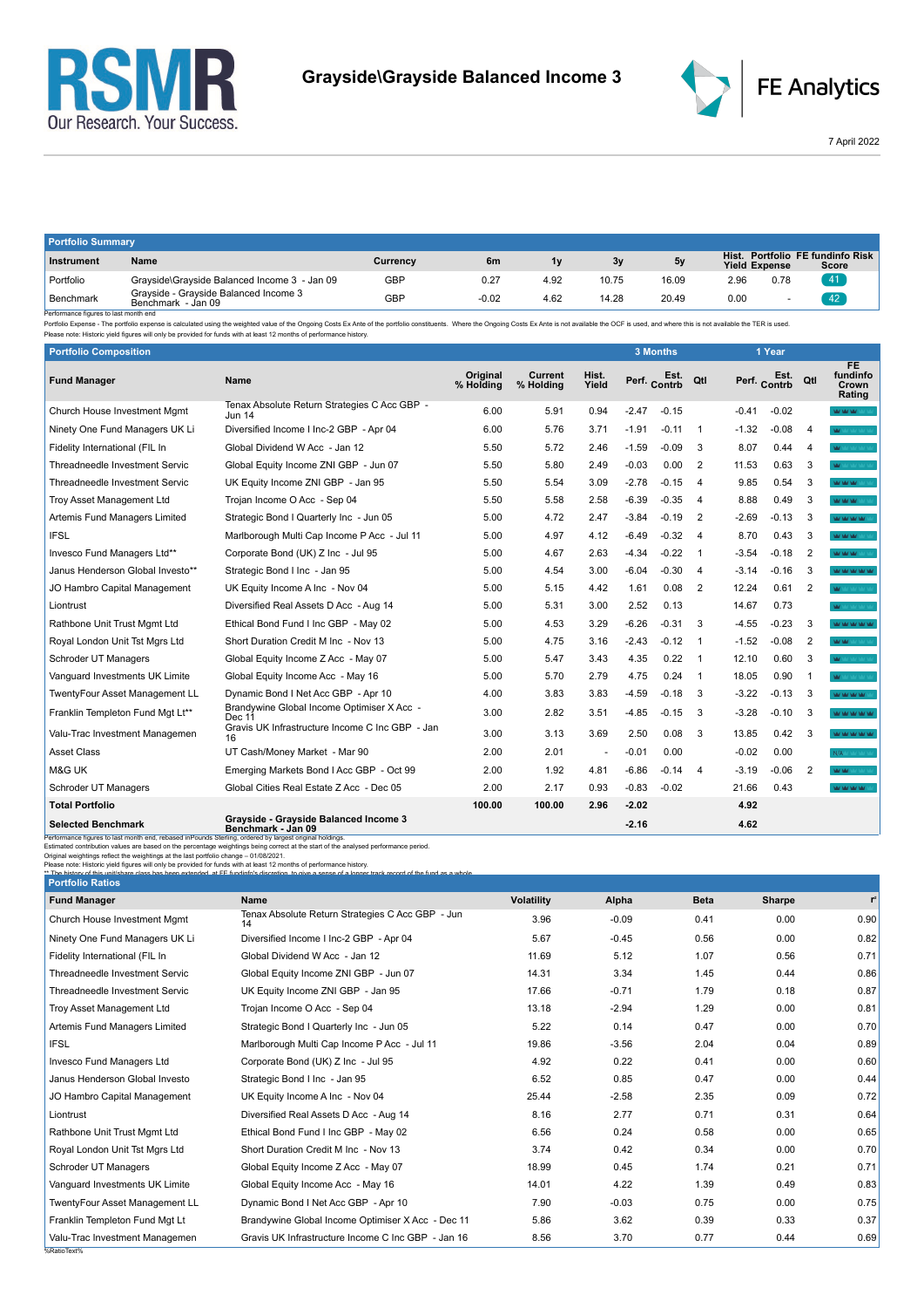# Grayside\Grayside Balanced Income 3

RSMR — Our Research. Your Success.

FE Analytics

7 April 2022

## Portfolio Summary

| Instrument | Name | Currency | 6m | 1y | 3y | 5y | Hist. Yield | Portfolio Expense | FE fundinfo Risk Score |
|---|---|---|---|---|---|---|---|---|---|
| Portfolio | Grayside\Grayside Balanced Income 3 - Jan 09 | GBP | 0.27 | 4.92 | 10.75 | 16.09 | 2.96 | 0.78 | 41 |
| Benchmark | Grayside - Grayside Balanced Income 3 Benchmark - Jan 09 | GBP | -0.02 | 4.62 | 14.28 | 20.49 | 0.00 | - | 42 |

Performance figures to last month end

Portfolio Expense - The portfolio expense is calculated using the weighted value of the Ongoing Costs Ex Ante of the portfolio constituents. Where the Ongoing Costs Ex Ante is not available the OCF is used, and where this is not available the TER is used.

Please note: Historic yield figures will only be provided for funds with at least 12 months of performance history.

## Portfolio Composition

| Fund Manager | Name | Original % Holding | Current % Holding | Hist. Yield | 3 Months Perf. | 3 Months Est. Contrb | 3 Months Qtl | 1 Year Perf. | 1 Year Est. Contrb | 1 Year Qtl | FE fundinfo Crown Rating |
|---|---|---|---|---|---|---|---|---|---|---|---|
| Church House Investment Mgmt | Tenax Absolute Return Strategies C Acc GBP - Jun 14 | 6.00 | 5.91 | 0.94 | -2.47 | -0.15 | | -0.41 | -0.02 | | |
| Ninety One Fund Managers UK Li | Diversified Income I Inc-2 GBP - Apr 04 | 6.00 | 5.76 | 3.71 | -1.91 | -0.11 | 1 | -1.32 | -0.08 | 4 | |
| Fidelity International (FIL In | Global Dividend W Acc - Jan 12 | 5.50 | 5.72 | 2.46 | -1.59 | -0.09 | 3 | 8.07 | 0.44 | 4 | |
| Threadneedle Investment Servic | Global Equity Income ZNI GBP - Jun 07 | 5.50 | 5.80 | 2.49 | -0.03 | 0.00 | 2 | 11.53 | 0.63 | 3 | |
| Threadneedle Investment Servic | UK Equity Income ZNI GBP - Jan 95 | 5.50 | 5.54 | 3.09 | -2.78 | -0.15 | 4 | 9.85 | 0.54 | 3 | |
| Troy Asset Management Ltd | Trojan Income O Acc - Sep 04 | 5.50 | 5.58 | 2.58 | -6.39 | -0.35 | 4 | 8.88 | 0.49 | 3 | |
| Artemis Fund Managers Limited | Strategic Bond I Quarterly Inc - Jun 05 | 5.00 | 4.72 | 2.47 | -3.84 | -0.19 | 2 | -2.69 | -0.13 | 3 | |
| IFSL | Marlborough Multi Cap Income P Acc - Jul 11 | 5.00 | 4.97 | 4.12 | -6.49 | -0.32 | 4 | 8.70 | 0.43 | 3 | |
| Invesco Fund Managers Ltd** | Corporate Bond (UK) Z Inc - Jul 95 | 5.00 | 4.67 | 2.63 | -4.34 | -0.22 | 1 | -3.54 | -0.18 | 2 | |
| Janus Henderson Global Investo** | Strategic Bond I Inc - Jan 95 | 5.00 | 4.54 | 3.00 | -6.04 | -0.30 | 4 | -3.14 | -0.16 | 3 | |
| JO Hambro Capital Management | UK Equity Income A Inc - Nov 04 | 5.00 | 5.15 | 4.42 | 1.61 | 0.08 | 2 | 12.24 | 0.61 | 2 | |
| Liontrust | Diversified Real Assets D Acc - Aug 14 | 5.00 | 5.31 | 3.00 | 2.52 | 0.13 | | 14.67 | 0.73 | | |
| Rathbone Unit Trust Mgmt Ltd | Ethical Bond Fund I Inc GBP - May 02 | 5.00 | 4.53 | 3.29 | -6.26 | -0.31 | 3 | -4.55 | -0.23 | 3 | |
| Royal London Unit Tst Mgrs Ltd | Short Duration Credit M Inc - Nov 13 | 5.00 | 4.75 | 3.16 | -2.43 | -0.12 | 1 | -1.52 | -0.08 | 2 | |
| Schroder UT Managers | Global Equity Income Z Acc - May 07 | 5.00 | 5.47 | 3.43 | 4.35 | 0.22 | 1 | 12.10 | 0.60 | 3 | |
| Vanguard Investments UK Limite | Global Equity Income Acc - May 16 | 5.00 | 5.70 | 2.79 | 4.75 | 0.24 | 1 | 18.05 | 0.90 | 1 | |
| TwentyFour Asset Management LL | Dynamic Bond I Net Acc GBP - Apr 10 | 4.00 | 3.83 | 3.83 | -4.59 | -0.18 | 3 | -3.22 | -0.13 | 3 | |
| Franklin Templeton Fund Mgt Lt** | Brandywine Global Income Optimiser X Acc - Dec 11 | 3.00 | 2.82 | 3.51 | -4.85 | -0.15 | 3 | -3.28 | -0.10 | 3 | |
| Valu-Trac Investment Managemen | Gravis UK Infrastructure Income C Inc GBP - Jan 16 | 3.00 | 3.13 | 3.69 | 2.50 | 0.08 | 3 | 13.85 | 0.42 | 3 | |
| Asset Class | UT Cash/Money Market - Mar 90 | 2.00 | 2.01 | - | -0.01 | 0.00 | | -0.02 | 0.00 | | N/A |
| M&G UK | Emerging Markets Bond I Acc GBP - Oct 99 | 2.00 | 1.92 | 4.81 | -6.86 | -0.14 | 4 | -3.19 | -0.06 | 2 | |
| Schroder UT Managers | Global Cities Real Estate Z Acc - Dec 05 | 2.00 | 2.17 | 0.93 | -0.83 | -0.02 | | 21.66 | 0.43 | | |
| **Total Portfolio** | | **100.00** | **100.00** | **2.96** | **-2.02** | | | **4.92** | | | |
| **Selected Benchmark** | **Grayside - Grayside Balanced Income 3 Benchmark - Jan 09** | | | | **-2.16** | | | **4.62** | | | |

Performance figures to last month end, rebased inPounds Sterling, ordered by largest original holdings.

Estimated contribution values are based on the percentage weightings being correct at the start of the analysed performance period.

Original weightings reflect the weightings at the last portfolio change – 01/08/2021.

Please note: Historic yield figures will only be provided for funds with at least 12 months of performance history.

** The history of this unit/share class has been extended, at FE fundinfo's discretion, to give a sense of a longer track record of the fund as a whole.

## Portfolio Ratios

| Fund Manager | Name | Volatility | Alpha | Beta | Sharpe | r² |
|---|---|---|---|---|---|---|
| Church House Investment Mgmt | Tenax Absolute Return Strategies C Acc GBP - Jun 14 | 3.96 | -0.09 | 0.41 | 0.00 | 0.90 |
| Ninety One Fund Managers UK Li | Diversified Income I Inc-2 GBP - Apr 04 | 5.67 | -0.45 | 0.56 | 0.00 | 0.82 |
| Fidelity International (FIL In | Global Dividend W Acc - Jan 12 | 11.69 | 5.12 | 1.07 | 0.56 | 0.71 |
| Threadneedle Investment Servic | Global Equity Income ZNI GBP - Jun 07 | 14.31 | 3.34 | 1.45 | 0.44 | 0.86 |
| Threadneedle Investment Servic | UK Equity Income ZNI GBP - Jan 95 | 17.66 | -0.71 | 1.79 | 0.18 | 0.87 |
| Troy Asset Management Ltd | Trojan Income O Acc - Sep 04 | 13.18 | -2.94 | 1.29 | 0.00 | 0.81 |
| Artemis Fund Managers Limited | Strategic Bond I Quarterly Inc - Jun 05 | 5.22 | 0.14 | 0.47 | 0.00 | 0.70 |
| IFSL | Marlborough Multi Cap Income P Acc - Jul 11 | 19.86 | -3.56 | 2.04 | 0.04 | 0.89 |
| Invesco Fund Managers Ltd | Corporate Bond (UK) Z Inc - Jul 95 | 4.92 | 0.22 | 0.41 | 0.00 | 0.60 |
| Janus Henderson Global Investo | Strategic Bond I Inc - Jan 95 | 6.52 | 0.85 | 0.47 | 0.00 | 0.44 |
| JO Hambro Capital Management | UK Equity Income A Inc - Nov 04 | 25.44 | -2.58 | 2.35 | 0.09 | 0.72 |
| Liontrust | Diversified Real Assets D Acc - Aug 14 | 8.16 | 2.77 | 0.71 | 0.31 | 0.64 |
| Rathbone Unit Trust Mgmt Ltd | Ethical Bond Fund I Inc GBP - May 02 | 6.56 | 0.24 | 0.58 | 0.00 | 0.65 |
| Royal London Unit Tst Mgrs Ltd | Short Duration Credit M Inc - Nov 13 | 3.74 | 0.42 | 0.34 | 0.00 | 0.70 |
| Schroder UT Managers | Global Equity Income Z Acc - May 07 | 18.99 | 0.45 | 1.74 | 0.21 | 0.71 |
| Vanguard Investments UK Limite | Global Equity Income Acc - May 16 | 14.01 | 4.22 | 1.39 | 0.49 | 0.83 |
| TwentyFour Asset Management LL | Dynamic Bond I Net Acc GBP - Apr 10 | 7.90 | -0.03 | 0.75 | 0.00 | 0.75 |
| Franklin Templeton Fund Mgt Lt | Brandywine Global Income Optimiser X Acc - Dec 11 | 5.86 | 3.62 | 0.39 | 0.33 | 0.37 |
| Valu-Trac Investment Managemen | Gravis UK Infrastructure Income C Inc GBP - Jan 16 | 8.56 | 3.70 | 0.77 | 0.44 | 0.69 |

%RatioText%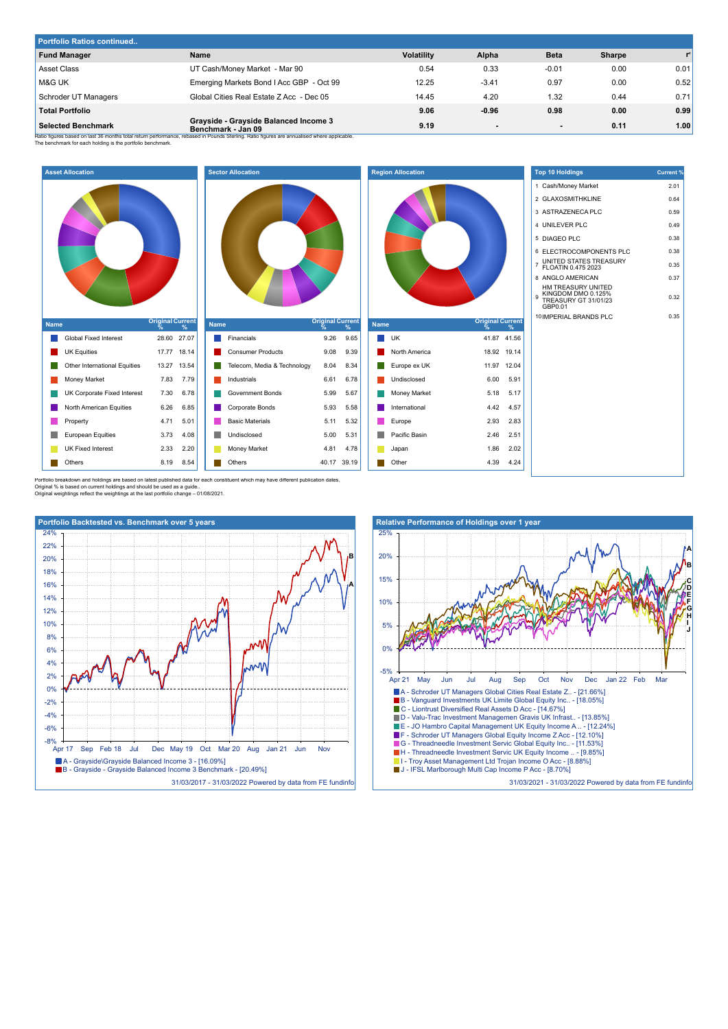## Portfolio Ratios continued..

| Fund Manager | Name | Volatility | Alpha | Beta | Sharpe | r² |
|---|---|---|---|---|---|---|
| Asset Class | UT Cash/Money Market - Mar 90 | 0.54 | 0.33 | -0.01 | 0.00 | 0.01 |
| M&G UK | Emerging Markets Bond I Acc GBP - Oct 99 | 12.25 | -3.41 | 0.97 | 0.00 | 0.52 |
| Schroder UT Managers | Global Cities Real Estate Z Acc - Dec 05 | 14.45 | 4.20 | 1.32 | 0.44 | 0.71 |
| **Total Portfolio** | | **9.06** | **-0.96** | **0.98** | **0.00** | **0.99** |
| **Selected Benchmark** | **Grayside - Grayside Balanced Income 3 Benchmark - Jan 09** | **9.19** | **-** | **-** | **0.11** | **1.00** |

Ratio figures based on last 36 months total return performance, rebased in Pounds Sterling. Ratio figures are annualised where applicable.
The benchmark for each holding is the portfolio benchmark.

### Asset Allocation

| Name | Original % | Current % |
|---|---|---|
| Global Fixed Interest | 28.60 | 27.07 |
| UK Equities | 17.77 | 18.14 |
| Other International Equities | 13.27 | 13.54 |
| Money Market | 7.83 | 7.79 |
| UK Corporate Fixed Interest | 7.30 | 6.78 |
| North American Equities | 6.26 | 6.85 |
| Property | 4.71 | 5.01 |
| European Equities | 3.73 | 4.08 |
| UK Fixed Interest | 2.33 | 2.20 |
| Others | 8.19 | 8.54 |

### Sector Allocation

| Name | Original % | Current % |
|---|---|---|
| Financials | 9.26 | 9.65 |
| Consumer Products | 9.08 | 9.39 |
| Telecom, Media & Technology | 8.04 | 8.34 |
| Industrials | 6.61 | 6.78 |
| Government Bonds | 5.99 | 5.67 |
| Corporate Bonds | 5.93 | 5.58 |
| Basic Materials | 5.11 | 5.32 |
| Undisclosed | 5.00 | 5.31 |
| Money Market | 4.81 | 4.78 |
| Others | 40.17 | 39.19 |

### Region Allocation

| Name | Original % | Current % |
|---|---|---|
| UK | 41.87 | 41.56 |
| North America | 18.92 | 19.14 |
| Europe ex UK | 11.97 | 12.04 |
| Undisclosed | 6.00 | 5.91 |
| Money Market | 5.18 | 5.17 |
| International | 4.42 | 4.57 |
| Europe | 2.93 | 2.83 |
| Pacific Basin | 2.46 | 2.51 |
| Japan | 1.86 | 2.02 |
| Other | 4.39 | 4.24 |

### Top 10 Holdings

| | Name | Current % |
|---|---|---|
| 1 | Cash/Money Market | 2.01 |
| 2 | GLAXOSMITHKLINE | 0.64 |
| 3 | ASTRAZENECA PLC | 0.59 |
| 4 | UNILEVER PLC | 0.49 |
| 5 | DIAGEO PLC | 0.38 |
| 6 | ELECTROCOMPONENTS PLC | 0.38 |
| 7 | UNITED STATES TREASURY FLOATIN 0.475 2023 | 0.35 |
| 8 | ANGLO AMERICAN | 0.37 |
| 9 | HM TREASURY UNITED KINGDOM DMO 0.125% TREASURY GT 31/01/23 GBP0.01 | 0.32 |
| 10 | IMPERIAL BRANDS PLC | 0.35 |

Portfolio breakdown and holdings are based on latest published data for each constituent which may have different publication dates.
Original % is based on current holdings and should be used as a guide..
Original weightings reflect the weightings at the last portfolio change – 01/08/2021.

### Portfolio Backtested vs. Benchmark over 5 years

- A - Grayside\Grayside Balanced Income 3 - [16.09%]
- B - Grayside - Grayside Balanced Income 3 Benchmark - [20.49%]

31/03/2017 - 31/03/2022 Powered by data from FE fundinfo

### Relative Performance of Holdings over 1 year

- A - Schroder UT Managers Global Cities Real Estate Z.. - [21.66%]
- B - Vanguard Investments UK Limite Global Equity Inc.. - [18.05%]
- C - Liontrust Diversified Real Assets D Acc - [14.67%]
- D - Valu-Trac Investment Managemen Gravis UK Infrast.. - [13.85%]
- E - JO Hambro Capital Management UK Equity Income A .. - [12.24%]
- F - Schroder UT Managers Global Equity Income Z Acc - [12.10%]
- G - Threadneedle Investment Servic Global Equity Inc.. - [11.53%]
- H - Threadneedle Investment Servic UK Equity Income .. - [9.85%]
- I - Troy Asset Management Ltd Trojan Income O Acc - [8.88%]
- J - IFSL Marlborough Multi Cap Income P Acc - [8.70%]

31/03/2021 - 31/03/2022 Powered by data from FE fundinfo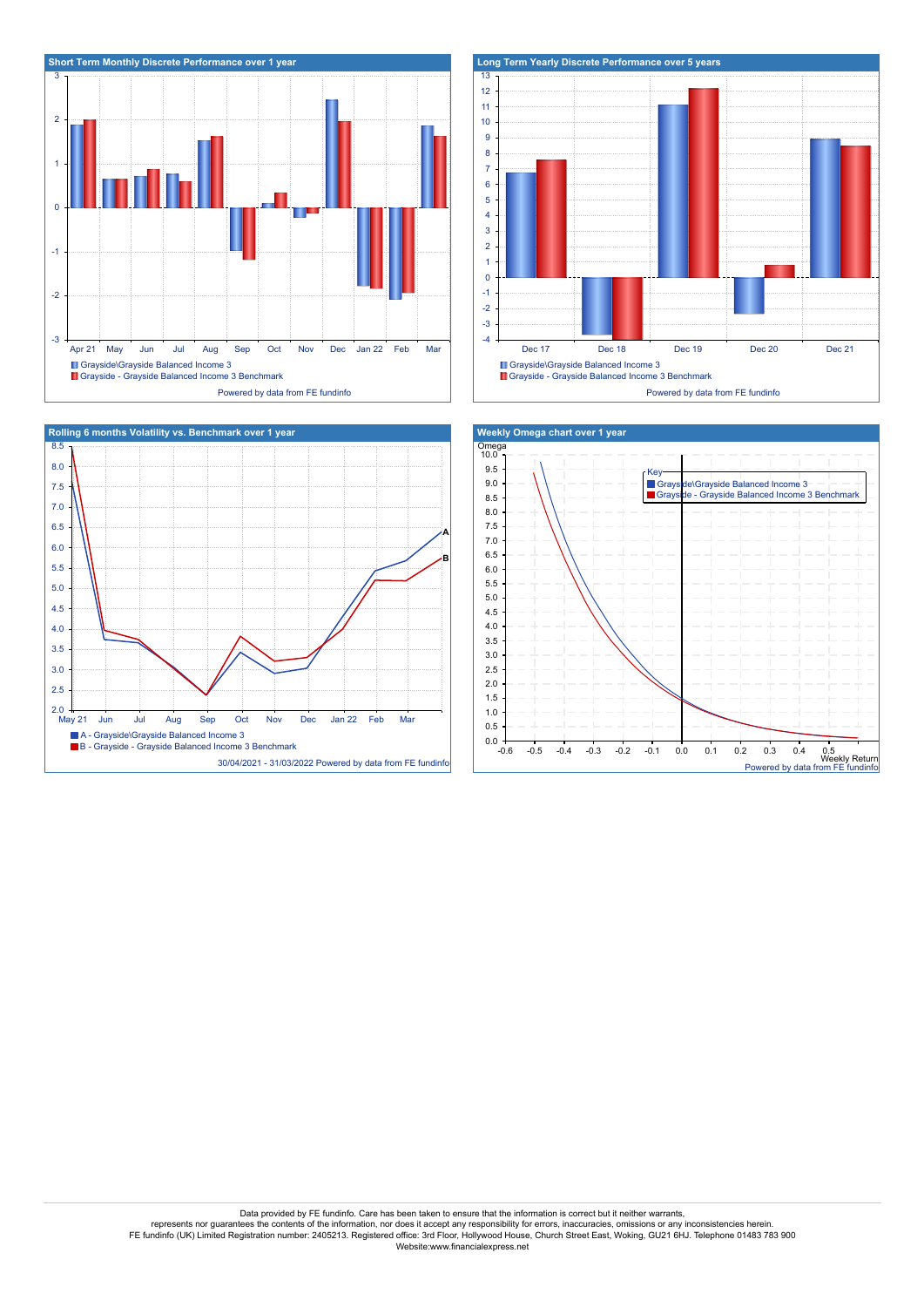## Short Term Monthly Discrete Performance over 1 year

3
2
1
0
-1
-2
-3

Apr 21 May Jun Jul Aug Sep Oct Nov Dec Jan 22 Feb Mar

Grayside\Grayside Balanced Income 3
Grayside - Grayside Balanced Income 3 Benchmark

Powered by data from FE fundinfo

## Long Term Yearly Discrete Performance over 5 years

13
12
11
10
9
8
7
6
5
4
3
2
1
0
-1
-2
-3
-4

Dec 17 Dec 18 Dec 19 Dec 20 Dec 21

Grayside\Grayside Balanced Income 3
Grayside - Grayside Balanced Income 3 Benchmark

Powered by data from FE fundinfo

## Rolling 6 months Volatility vs. Benchmark over 1 year

8.5
8.0
7.5
7.0
6.5
6.0
5.5
5.0
4.5
4.0
3.5
3.0
2.5
2.0

May 21 Jun Jul Aug Sep Oct Nov Dec Jan 22 Feb Mar

A
B

A - Grayside\Grayside Balanced Income 3
B - Grayside - Grayside Balanced Income 3 Benchmark

30/04/2021 - 31/03/2022 Powered by data from FE fundinfo

## Weekly Omega chart over 1 year

Omega
10.0
9.5
9.0
8.5
8.0
7.5
7.0
6.5
6.0
5.5
5.0
4.5
4.0
3.5
3.0
2.5
2.0
1.5
1.0
0.5
0.0

-0.6 -0.5 -0.4 -0.3 -0.2 -0.1 0.0 0.1 0.2 0.3 0.4 0.5

Weekly Return

Key
Grayside\Grayside Balanced Income 3
Grayside - Grayside Balanced Income 3 Benchmark

Powered by data from FE fundinfo

Data provided by FE fundinfo. Care has been taken to ensure that the information is correct but it neither warrants, represents nor guarantees the contents of the information, nor does it accept any responsibility for errors, inaccuracies, omissions or any inconsistencies herein.
FE fundinfo (UK) Limited Registration number: 2405213. Registered office: 3rd Floor, Hollywood House, Church Street East, Woking, GU21 6HJ. Telephone 01483 783 900
Website:www.financialexpress.net